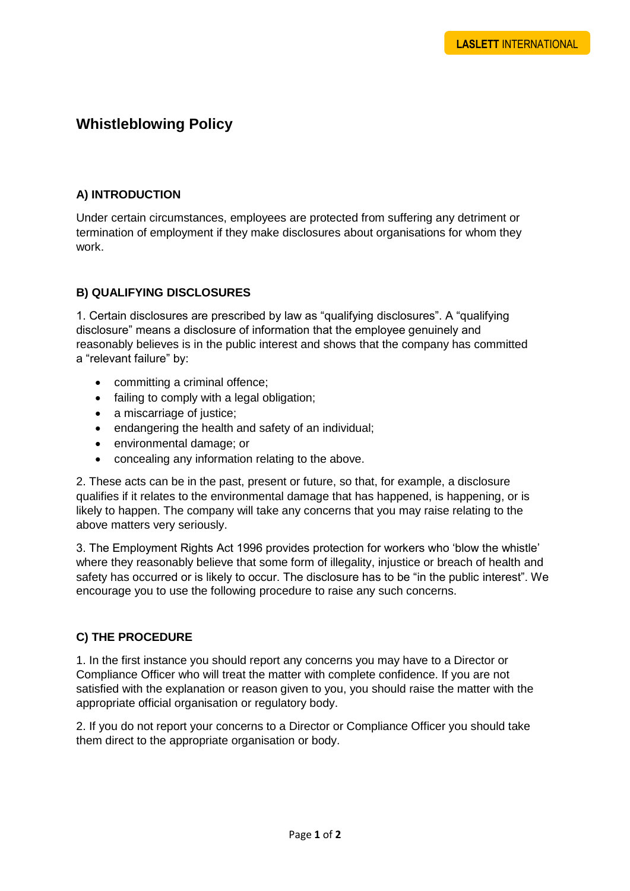# Whistleblowing Policy

## A) INTRODUCTION

Under certain circumstances, employees are protected from suffering any detriment or termination of employment if they make disclosures about organisations for whom they work.

## B) QUALIFYING DISCLOSURES

1. Certain disclosures are prescribed by law as "qualifying disclosures". A "qualifying disclosure" means a disclosure of information that the employee genuinely and reasonably believes is in the public interest and shows that the company has committed a "relevant failure" by:

- committing a criminal offence;
- failing to comply with a legal obligation;
- a miscarriage of justice;
- endangering the health and safety of an individual;
- environmental damage; or
- concealing any information relating to the above.

2. These acts can be in the past, present or future, so that, for example, a disclosure qualifies if it relates to the environmental damage that has happened, is happening, or is likely to happen. The company will take any concerns that you may raise relating to the above matters very seriously.

3. The Employment Rights Act 1996 provides protection for workers who 'blow the whistle' where they reasonably believe that some form of illegality, injustice or breach of health and safety has occurred or is likely to occur. The disclosure has to be "in the public interest". We encourage you to use the following procedure to raise any such concerns.

## C) THE PROCEDURE

1. In the first instance you should report any concerns you may have to a Director or Compliance Officer who will treat the matter with complete confidence. If you are not satisfied with the explanation or reason given to you, you should raise the matter with the appropriate official organisation or regulatory body.

2. If you do not report your concerns to a Director or Compliance Officer you should take them direct to the appropriate organisation or body.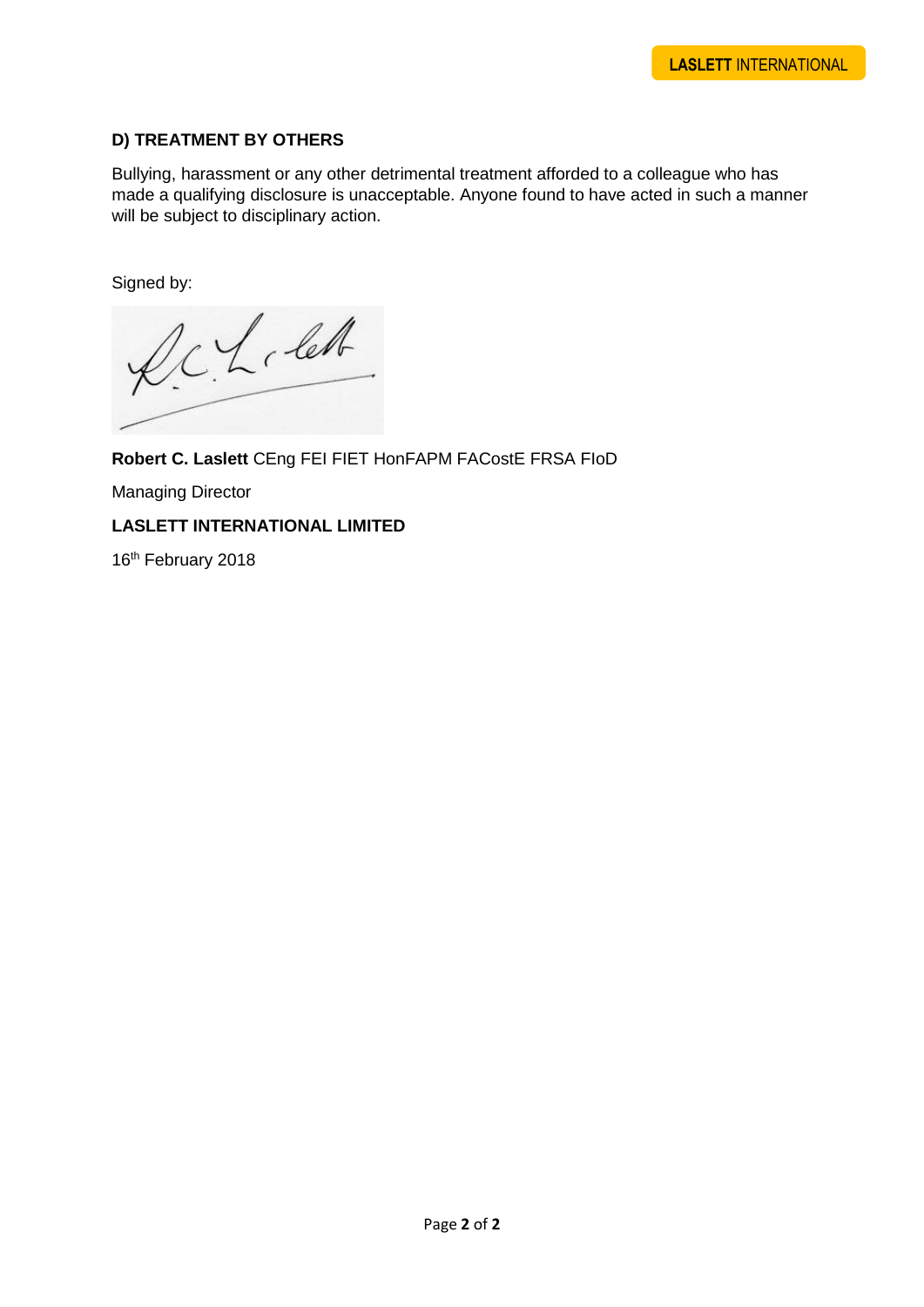### D) TREATMENT BY OTHERS

Bullying, harassment or any other detrimental treatment afforded to a colleague who has made a qualifying disclosure is unacceptable. Anyone found to have acted in such a manner will be subject to disciplinary action.

Signed by:

**Robert C. Laslett** CEng FEI FIET HonFAPM FACostE FRSA FIoD

Managing Director

**LASLETT INTERNATIONAL LIMITED**

16th February 2018